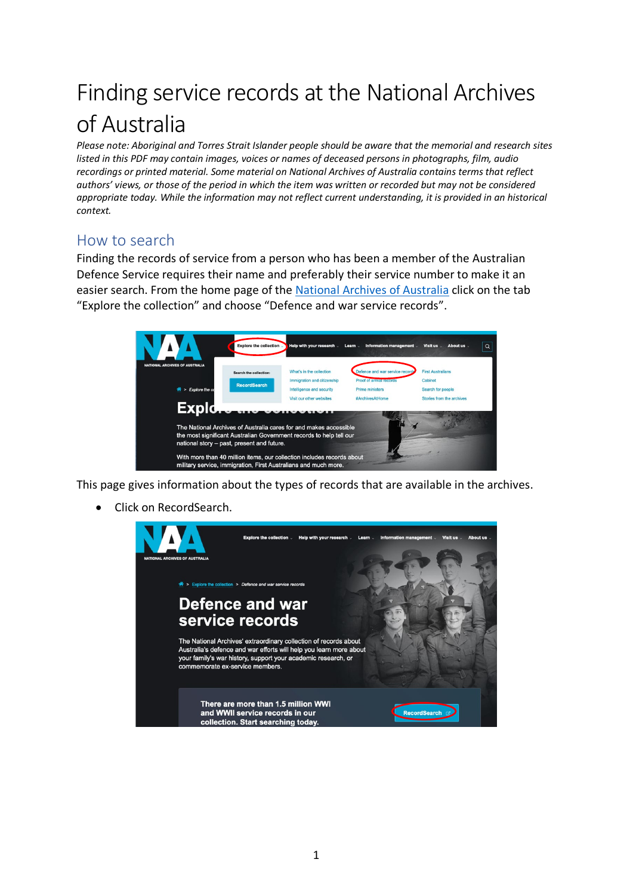# Finding service records at the National Archives of Australia

*Please note: Aboriginal and Torres Strait Islander people should be aware that the memorial and research sites listed in this PDF may contain images, voices or names of deceased persons in photographs, film, audio recordings or printed material. Some material on National Archives of Australia contains terms that reflect authors' views, or those of the period in which the item was written or recorded but may not be considered appropriate today. While the information may not reflect current understanding, it is provided in an historical context.*

## How to search

Finding the records of service from a person who has been a member of the Australian Defence Service requires their name and preferably their service number to make it an easier search. From the home page of the National Archives of Australia click on the tab "Explore the collection" and choose "Defence and war service records".

This page gives information about the types of records that are available in the archives.

- Click on RecordSearch.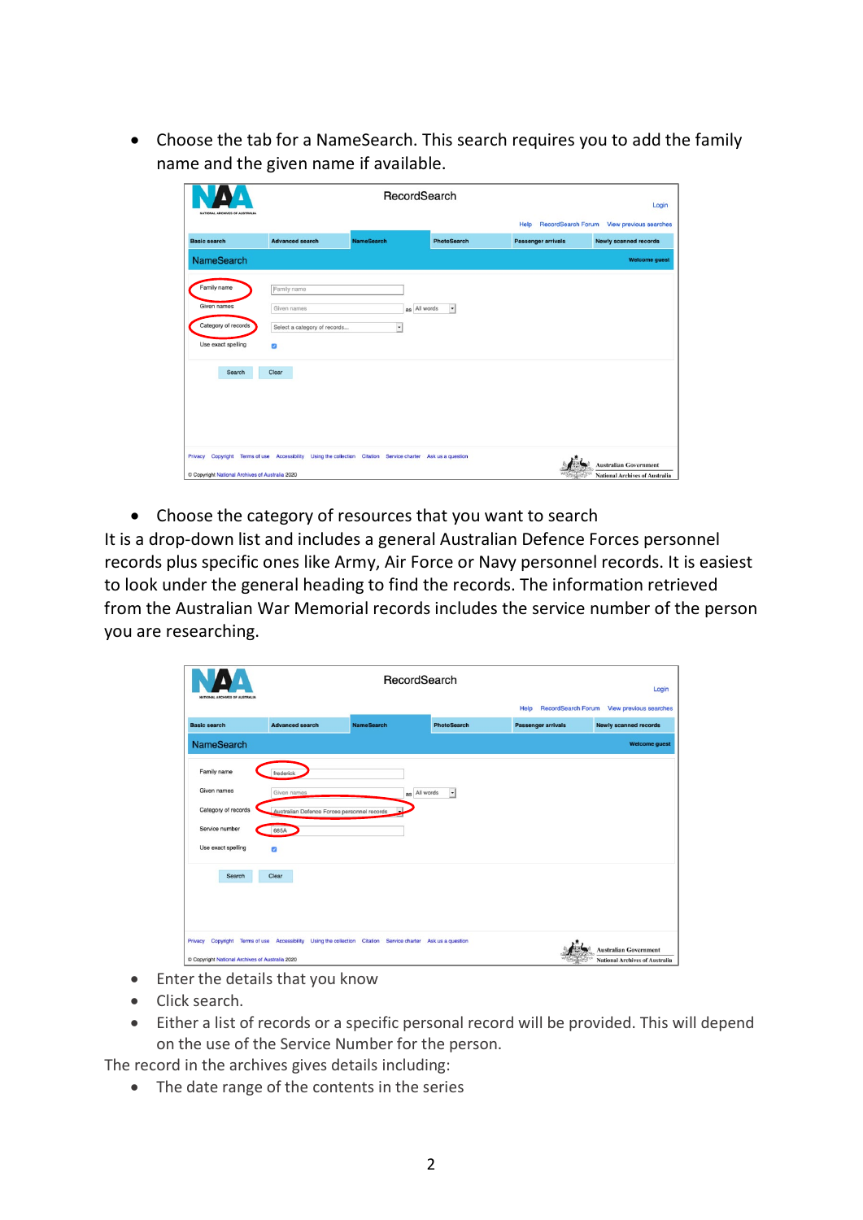- Choose the tab for a NameSearch. This search requires you to add the family name and the given name if available.

- Choose the category of resources that you want to search

It is a drop-down list and includes a general Australian Defence Forces personnel records plus specific ones like Army, Air Force or Navy personnel records. It is easiest to look under the general heading to find the records. The information retrieved from the Australian War Memorial records includes the service number of the person you are researching.

- Enter the details that you know
- Click search.
- Either a list of records or a specific personal record will be provided. This will depend on the use of the Service Number for the person.

The record in the archives gives details including:

- The date range of the contents in the series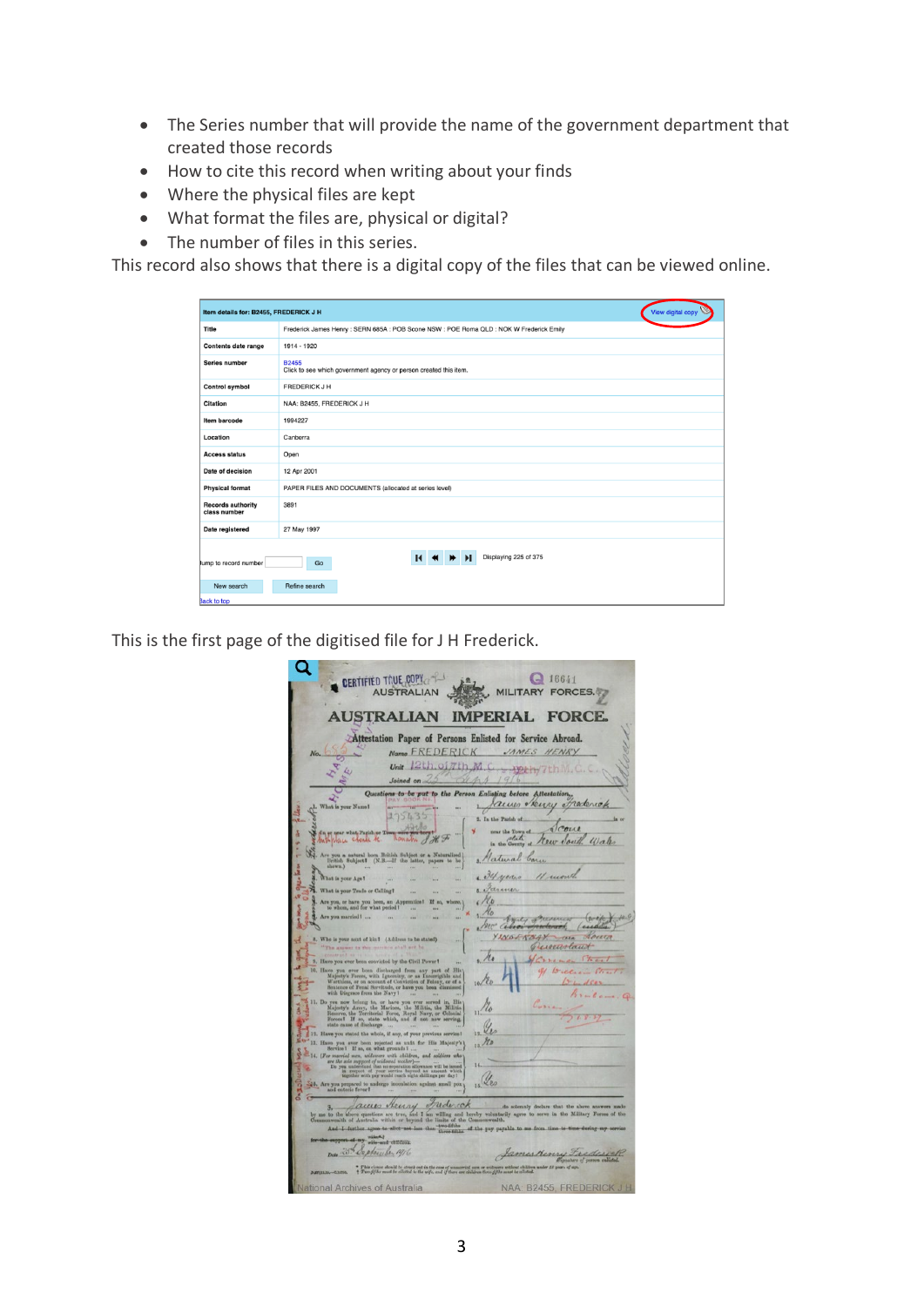- The Series number that will provide the name of the government department that created those records
- How to cite this record when writing about your finds
- Where the physical files are kept
- What format the files are, physical or digital?
- The number of files in this series.

This record also shows that there is a digital copy of the files that can be viewed online.

| Item details for: B2455, FREDERICK J H | View digital copy |
|---|---|
| Title | Frederick James Henry : SERN 685A : POB Scone NSW : POE Roma QLD : NOK W Frederick Emily |
| Contents date range | 1914 - 1920 |
| Series number | B2455<br>Click to see which government agency or person created this item. |
| Control symbol | FREDERICK J H |
| Citation | NAA: B2455, FREDERICK J H |
| Item barcode | 1994227 |
| Location | Canberra |
| Access status | Open |
| Date of decision | 12 Apr 2001 |
| Physical format | PAPER FILES AND DOCUMENTS (allocated at series level) |
| Records authority class number | 3891 |
| Date registered | 27 May 1997 |

Jump to record number | Go | Displaying 225 of 375

New search | Refine search

Back to top

This is the first page of the digitised file for J H Frederick.